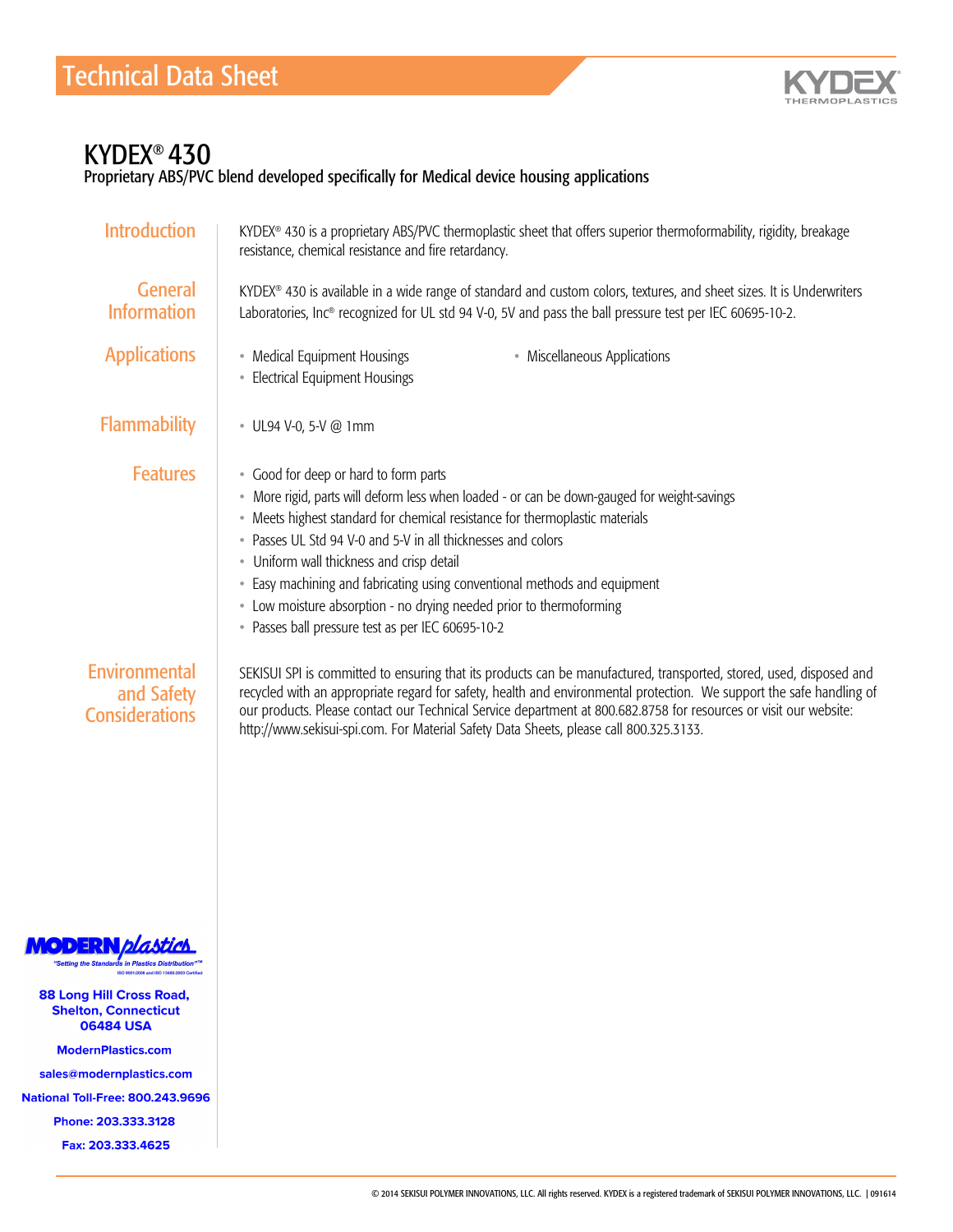# Technical Data Sheet

KYDEX THERMOPLASTICS

## KYDEX® 430

Proprietary ABS/PVC blend developed specifically for Medical device housing applications

### Introduction

KYDEX® 430 is a proprietary ABS/PVC thermoplastic sheet that offers superior thermoformability, rigidity, breakage resistance, chemical resistance and fire retardancy.

### General Information

KYDEX® 430 is available in a wide range of standard and custom colors, textures, and sheet sizes. It is Underwriters Laboratories, Inc® recognized for UL std 94 V-0, 5V and pass the ball pressure test per IEC 60695-10-2.

### Applications

- Medical Equipment Housings
- Electrical Equipment Housings
- Miscellaneous Applications

### Flammability

- UL94 V-0, 5-V @ 1mm

### Features

- Good for deep or hard to form parts
- More rigid, parts will deform less when loaded - or can be down-gauged for weight-savings
- Meets highest standard for chemical resistance for thermoplastic materials
- Passes UL Std 94 V-0 and 5-V in all thicknesses and colors
- Uniform wall thickness and crisp detail
- Easy machining and fabricating using conventional methods and equipment
- Low moisture absorption - no drying needed prior to thermoforming
- Passes ball pressure test as per IEC 60695-10-2

### Environmental and Safety Considerations

SEKISUI SPI is committed to ensuring that its products can be manufactured, transported, stored, used, disposed and recycled with an appropriate regard for safety, health and environmental protection. We support the safe handling of our products. Please contact our Technical Service department at 800.682.8758 for resources or visit our website: http://www.sekisui-spi.com. For Material Safety Data Sheets, please call 800.325.3133.

MODERN plastics
"Setting the Standards in Plastics Distribution"™
ISO 9001:2008 and ISO 13485:2003 Certified

88 Long Hill Cross Road,
Shelton, Connecticut
06484 USA

ModernPlastics.com

sales@modernplastics.com

National Toll-Free: 800.243.9696

Phone: 203.333.3128

Fax: 203.333.4625

© 2014 SEKISUI POLYMER INNOVATIONS, LLC. All rights reserved. KYDEX is a registered trademark of SEKISUI POLYMER INNOVATIONS, LLC. | 091614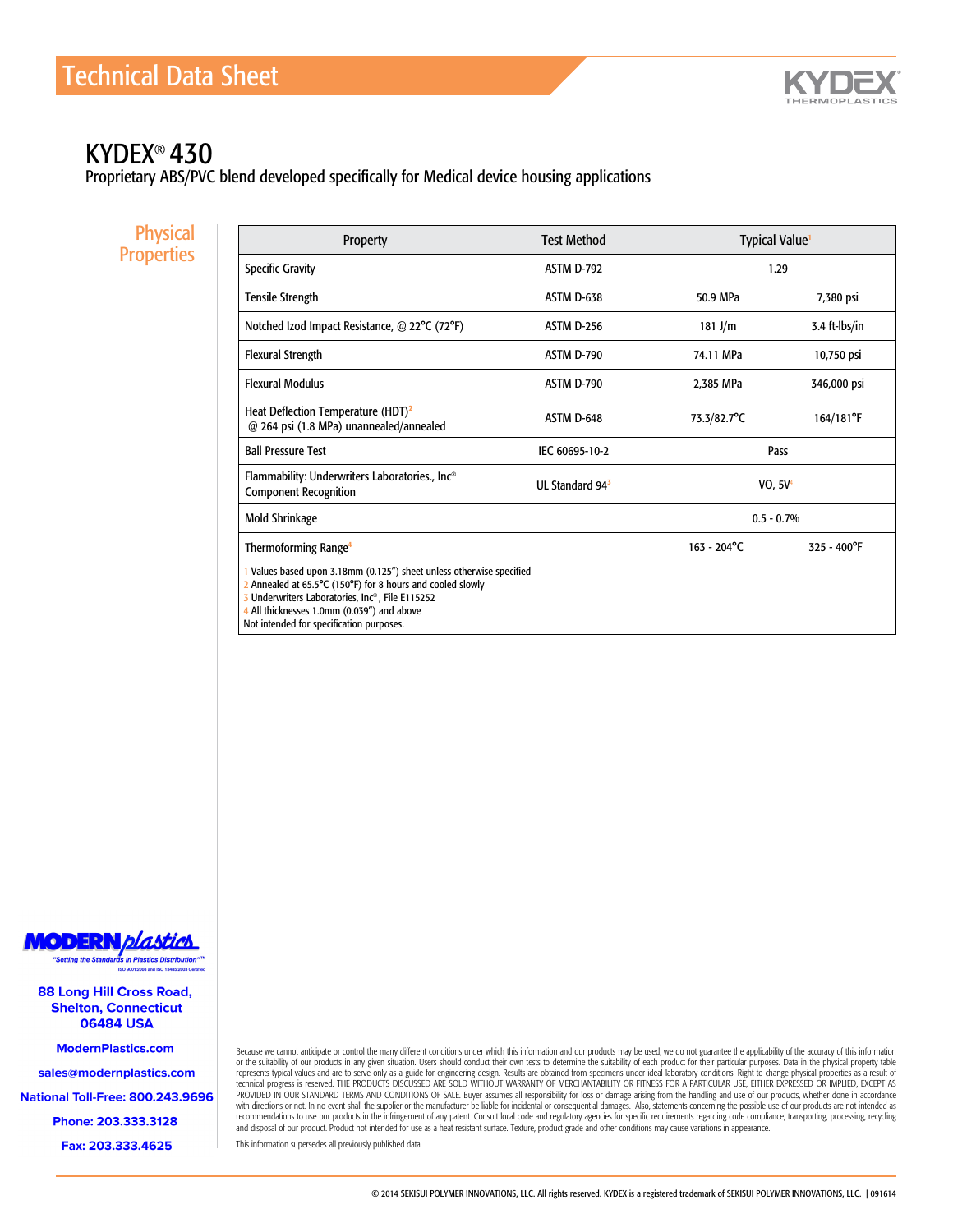# Technical Data Sheet

## KYDEX® 430

Proprietary ABS/PVC blend developed specifically for Medical device housing applications

### Physical Properties

| Property | Test Method | Typical Value[1] | |
|---|---|---|---|
| Specific Gravity | ASTM D-792 | 1.29 | |
| Tensile Strength | ASTM D-638 | 50.9 MPa | 7,380 psi |
| Notched Izod Impact Resistance, @ 22°C (72°F) | ASTM D-256 | 181 J/m | 3.4 ft-lbs/in |
| Flexural Strength | ASTM D-790 | 74.11 MPa | 10,750 psi |
| Flexural Modulus | ASTM D-790 | 2,385 MPa | 346,000 psi |
| Heat Deflection Temperature (HDT)[2] @ 264 psi (1.8 MPa) unannealed/annealed | ASTM D-648 | 73.3/82.7°C | 164/181°F |
| Ball Pressure Test | IEC 60695-10-2 | Pass | |
| Flammability: Underwriters Laboratories., Inc® Component Recognition | UL Standard 94[3] | VO, 5V[1] | |
| Mold Shrinkage | | 0.5 - 0.7% | |
| Thermoforming Range[4] | | 163 - 204°C | 325 - 400°F |

1 Values based upon 3.18mm (0.125") sheet unless otherwise specified
2 Annealed at 65.5°C (150°F) for 8 hours and cooled slowly
3 Underwriters Laboratories, Inc®, File E115252
4 All thicknesses 1.0mm (0.039") and above
Not intended for specification purposes.

**MODERN plastics**
"Setting the Standards in Plastics Distribution"™
ISO 9001:2008 and ISO 13485:2003 Certified

**88 Long Hill Cross Road, Shelton, Connecticut 06484 USA**

**ModernPlastics.com**

**sales@modernplastics.com**

**National Toll-Free: 800.243.9696**

**Phone: 203.333.3128**

**Fax: 203.333.4625**

Because we cannot anticipate or control the many different conditions under which this information and our products may be used, we do not guarantee the applicability of the accuracy of this information or the suitability of our products in any given situation. Users should conduct their own tests to determine the suitability of each product for their particular purposes. Data in the physical property table represents typical values and are to serve only as a guide for engineering design. Results are obtained from specimens under ideal laboratory conditions. Right to change physical properties as a result of technical progress is reserved. THE PRODUCTS DISCUSSED ARE SOLD WITHOUT WARRANTY OF MERCHANTABILITY OR FITNESS FOR A PARTICULAR USE, EITHER EXPRESSED OR IMPLIED, EXCEPT AS PROVIDED IN OUR STANDARD TERMS AND CONDITIONS OF SALE. Buyer assumes all responsibility for loss or damage arising from the handling and use of our products, whether done in accordance with directions or not. In no event shall the supplier or the manufacturer be liable for incidental or consequential damages. Also, statements concerning the possible use of our products are not intended as recommendations to use our products in the infringement of any patent. Consult local code and regulatory agencies for specific requirements regarding code compliance, transporting, processing, recycling and disposal of our product. Product not intended for use as a heat resistant surface. Texture, product grade and other conditions may cause variations in appearance.

This information supersedes all previously published data.

© 2014 SEKISUI POLYMER INNOVATIONS, LLC. All rights reserved. KYDEX is a registered trademark of SEKISUI POLYMER INNOVATIONS, LLC. | 091614